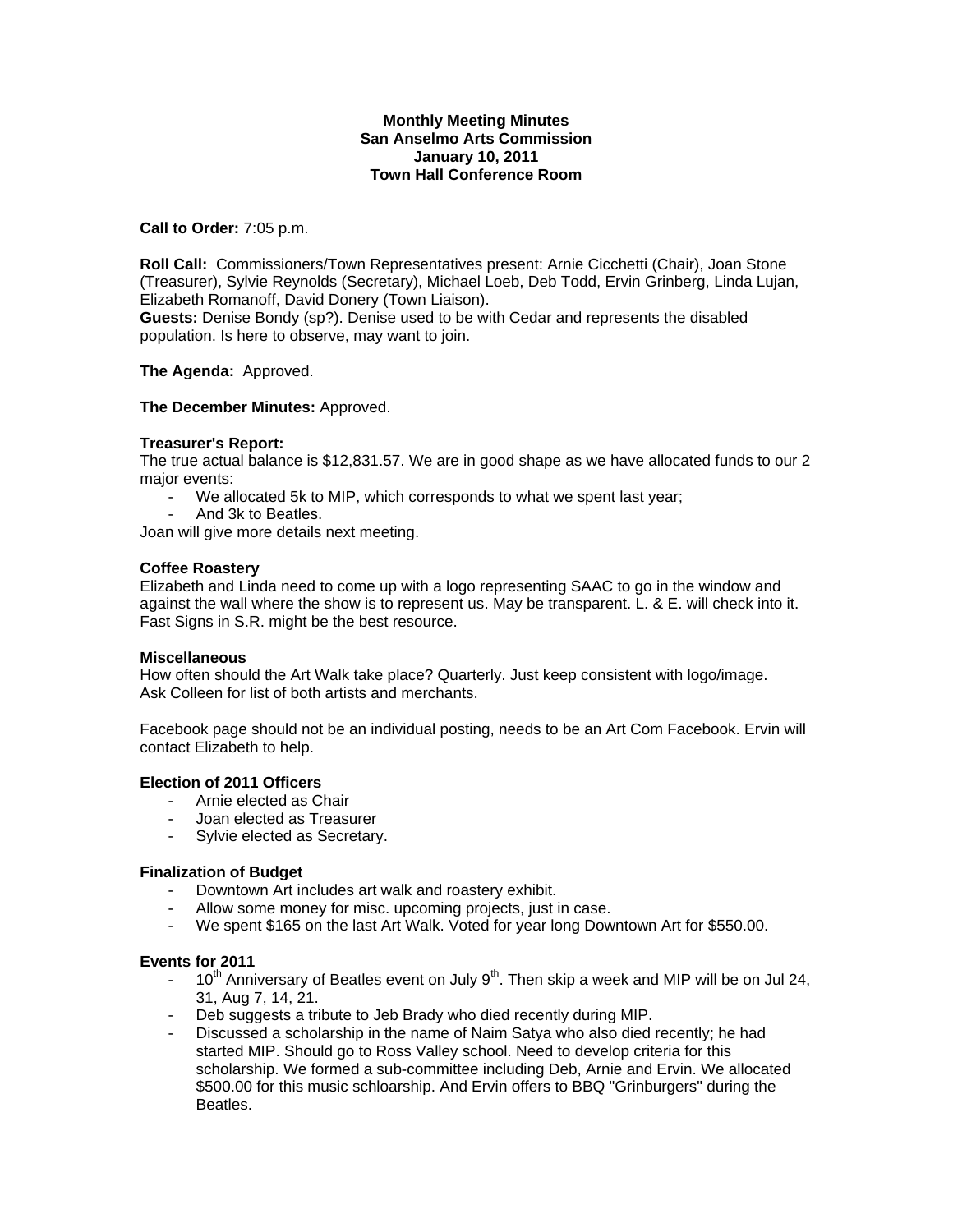**Monthly Meeting Minutes**
**San Anselmo Arts Commission**
**January 10, 2011**
**Town Hall Conference Room**

**Call to Order:** 7:05 p.m.

**Roll Call:** Commissioners/Town Representatives present: Arnie Cicchetti (Chair), Joan Stone (Treasurer), Sylvie Reynolds (Secretary), Michael Loeb, Deb Todd, Ervin Grinberg, Linda Lujan, Elizabeth Romanoff, David Donery (Town Liaison).
**Guests:** Denise Bondy (sp?). Denise used to be with Cedar and represents the disabled population. Is here to observe, may want to join.

**The Agenda:** Approved.

**The December Minutes:** Approved.

**Treasurer's Report:**
The true actual balance is $12,831.57. We are in good shape as we have allocated funds to our 2 major events:

- We allocated 5k to MIP, which corresponds to what we spent last year;
- And 3k to Beatles.

Joan will give more details next meeting.

**Coffee Roastery**
Elizabeth and Linda need to come up with a logo representing SAAC to go in the window and against the wall where the show is to represent us. May be transparent. L. & E. will check into it. Fast Signs in S.R. might be the best resource.

**Miscellaneous**
How often should the Art Walk take place? Quarterly. Just keep consistent with logo/image.
Ask Colleen for list of both artists and merchants.

Facebook page should not be an individual posting, needs to be an Art Com Facebook. Ervin will contact Elizabeth to help.

**Election of 2011 Officers**

- Arnie elected as Chair
- Joan elected as Treasurer
- Sylvie elected as Secretary.

**Finalization of Budget**

- Downtown Art includes art walk and roastery exhibit.
- Allow some money for misc. upcoming projects, just in case.
- We spent $165 on the last Art Walk. Voted for year long Downtown Art for $550.00.

**Events for 2011**

- 10th Anniversary of Beatles event on July 9th. Then skip a week and MIP will be on Jul 24, 31, Aug 7, 14, 21.
- Deb suggests a tribute to Jeb Brady who died recently during MIP.
- Discussed a scholarship in the name of Naim Satya who also died recently; he had started MIP. Should go to Ross Valley school. Need to develop criteria for this scholarship. We formed a sub-committee including Deb, Arnie and Ervin. We allocated $500.00 for this music schloarship. And Ervin offers to BBQ "Grinburgers" during the Beatles.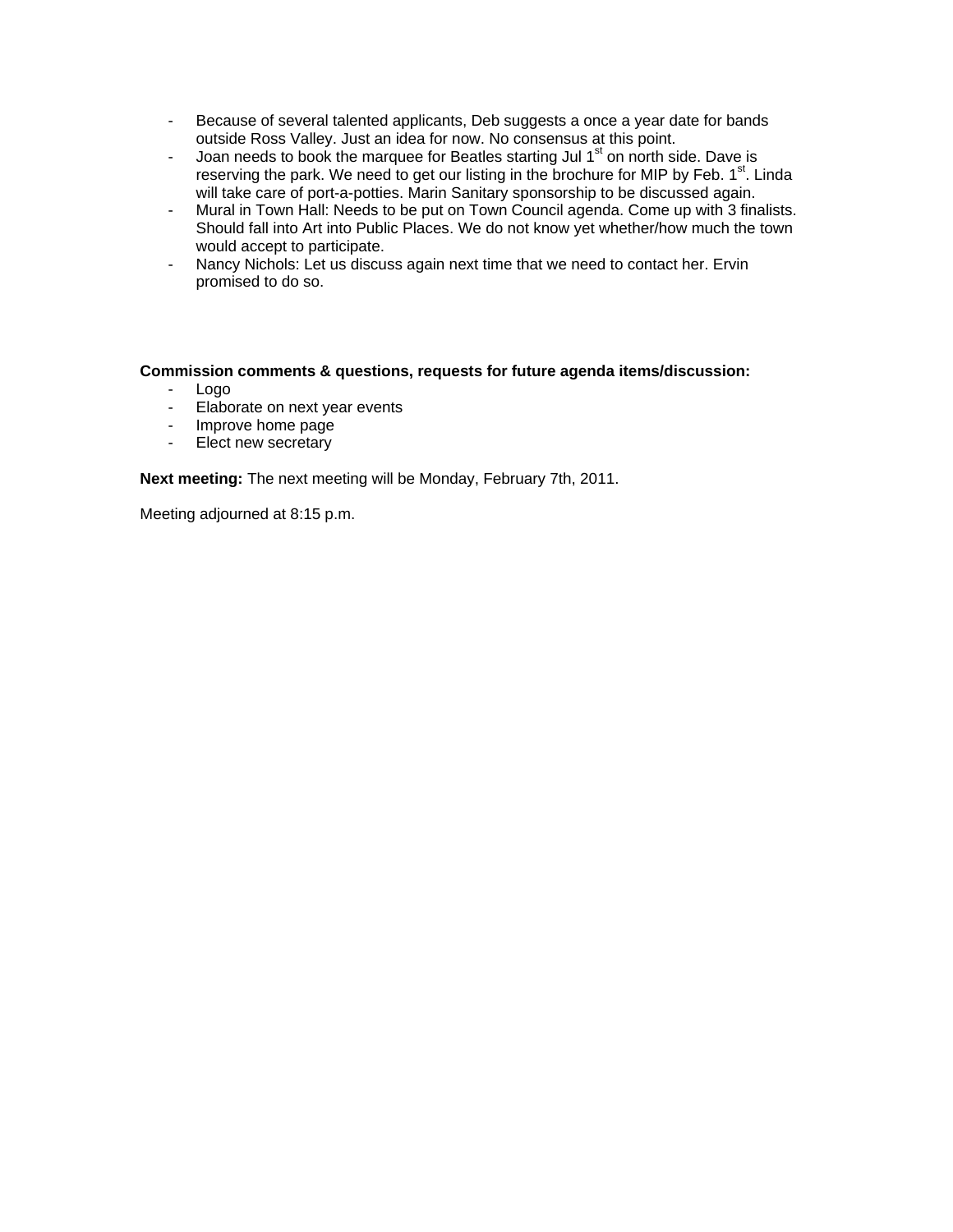- Because of several talented applicants, Deb suggests a once a year date for bands outside Ross Valley. Just an idea for now. No consensus at this point.
- Joan needs to book the marquee for Beatles starting Jul 1st on north side. Dave is reserving the park. We need to get our listing in the brochure for MIP by Feb. 1st. Linda will take care of port-a-potties. Marin Sanitary sponsorship to be discussed again.
- Mural in Town Hall: Needs to be put on Town Council agenda. Come up with 3 finalists. Should fall into Art into Public Places. We do not know yet whether/how much the town would accept to participate.
- Nancy Nichols: Let us discuss again next time that we need to contact her. Ervin promised to do so.

**Commission comments & questions, requests for future agenda items/discussion:**

- Logo
- Elaborate on next year events
- Improve home page
- Elect new secretary

**Next meeting:** The next meeting will be Monday, February 7th, 2011.

Meeting adjourned at 8:15 p.m.